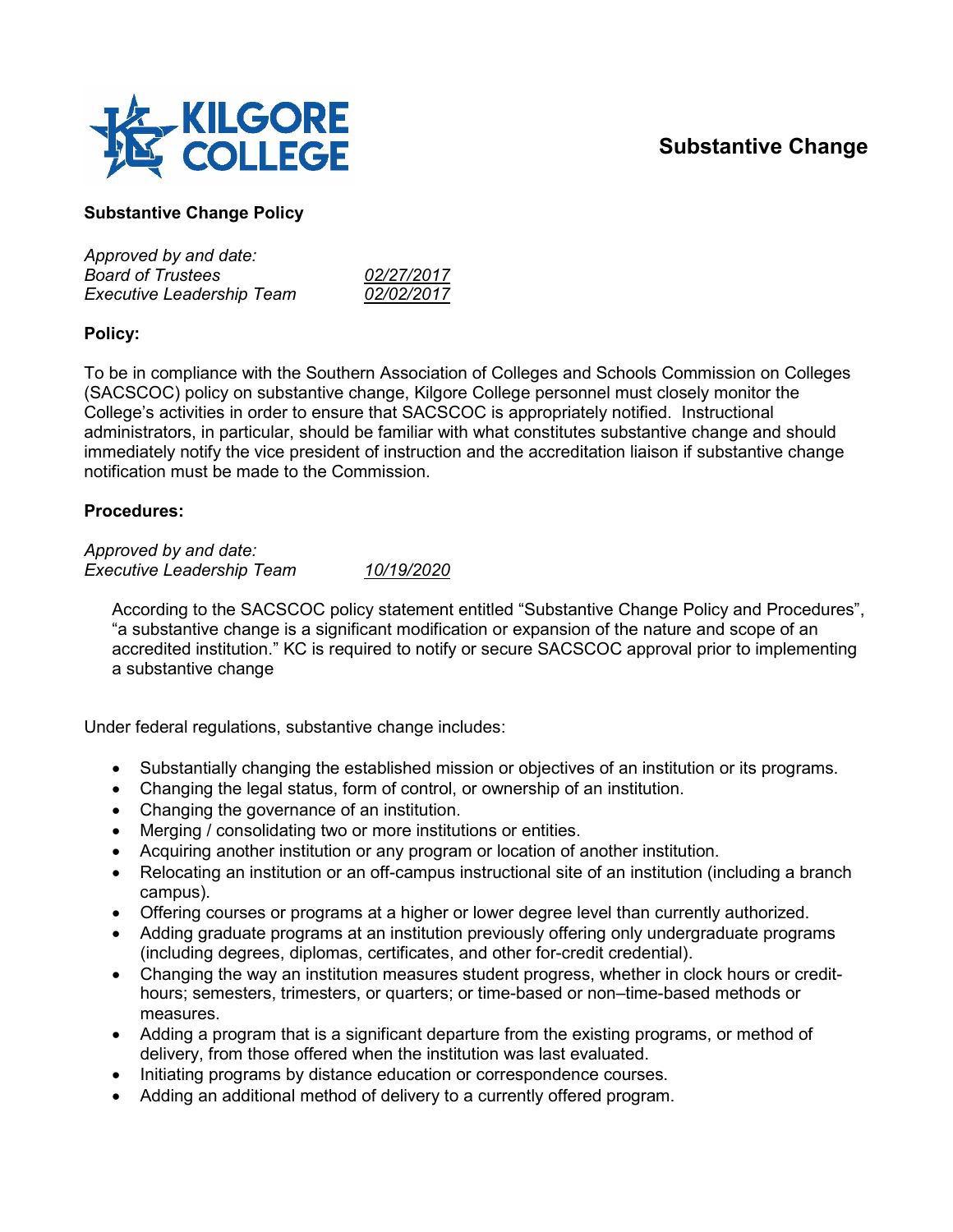# Substantive Change

## Substantive Change Policy

*Approved by and date:*
*Board of Trustees* *02/27/2017*
*Executive Leadership Team* *02/02/2017*

### Policy:

To be in compliance with the Southern Association of Colleges and Schools Commission on Colleges (SACSCOC) policy on substantive change, Kilgore College personnel must closely monitor the College's activities in order to ensure that SACSCOC is appropriately notified. Instructional administrators, in particular, should be familiar with what constitutes substantive change and should immediately notify the vice president of instruction and the accreditation liaison if substantive change notification must be made to the Commission.

### Procedures:

*Approved by and date:*
*Executive Leadership Team* *10/19/2020*

According to the SACSCOC policy statement entitled "Substantive Change Policy and Procedures", "a substantive change is a significant modification or expansion of the nature and scope of an accredited institution." KC is required to notify or secure SACSCOC approval prior to implementing a substantive change

Under federal regulations, substantive change includes:

- Substantially changing the established mission or objectives of an institution or its programs.
- Changing the legal status, form of control, or ownership of an institution.
- Changing the governance of an institution.
- Merging / consolidating two or more institutions or entities.
- Acquiring another institution or any program or location of another institution.
- Relocating an institution or an off-campus instructional site of an institution (including a branch campus).
- Offering courses or programs at a higher or lower degree level than currently authorized.
- Adding graduate programs at an institution previously offering only undergraduate programs (including degrees, diplomas, certificates, and other for-credit credential).
- Changing the way an institution measures student progress, whether in clock hours or credit-hours; semesters, trimesters, or quarters; or time-based or non–time-based methods or measures.
- Adding a program that is a significant departure from the existing programs, or method of delivery, from those offered when the institution was last evaluated.
- Initiating programs by distance education or correspondence courses.
- Adding an additional method of delivery to a currently offered program.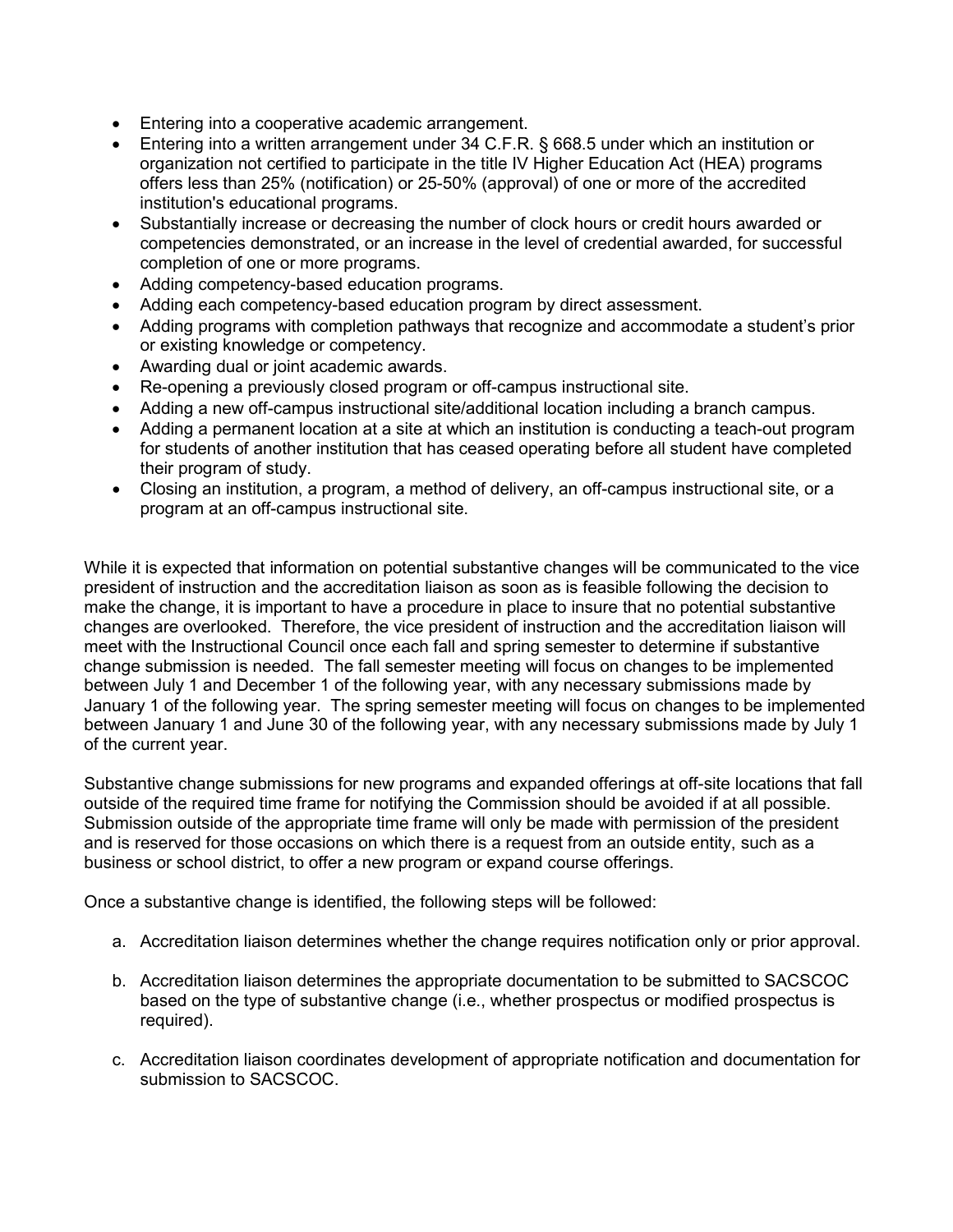- Entering into a cooperative academic arrangement.
- Entering into a written arrangement under 34 C.F.R. § 668.5 under which an institution or organization not certified to participate in the title IV Higher Education Act (HEA) programs offers less than 25% (notification) or 25-50% (approval) of one or more of the accredited institution's educational programs.
- Substantially increase or decreasing the number of clock hours or credit hours awarded or competencies demonstrated, or an increase in the level of credential awarded, for successful completion of one or more programs.
- Adding competency-based education programs.
- Adding each competency-based education program by direct assessment.
- Adding programs with completion pathways that recognize and accommodate a student's prior or existing knowledge or competency.
- Awarding dual or joint academic awards.
- Re-opening a previously closed program or off-campus instructional site.
- Adding a new off-campus instructional site/additional location including a branch campus.
- Adding a permanent location at a site at which an institution is conducting a teach-out program for students of another institution that has ceased operating before all student have completed their program of study.
- Closing an institution, a program, a method of delivery, an off-campus instructional site, or a program at an off-campus instructional site.

While it is expected that information on potential substantive changes will be communicated to the vice president of instruction and the accreditation liaison as soon as is feasible following the decision to make the change, it is important to have a procedure in place to insure that no potential substantive changes are overlooked. Therefore, the vice president of instruction and the accreditation liaison will meet with the Instructional Council once each fall and spring semester to determine if substantive change submission is needed. The fall semester meeting will focus on changes to be implemented between July 1 and December 1 of the following year, with any necessary submissions made by January 1 of the following year. The spring semester meeting will focus on changes to be implemented between January 1 and June 30 of the following year, with any necessary submissions made by July 1 of the current year.

Substantive change submissions for new programs and expanded offerings at off-site locations that fall outside of the required time frame for notifying the Commission should be avoided if at all possible. Submission outside of the appropriate time frame will only be made with permission of the president and is reserved for those occasions on which there is a request from an outside entity, such as a business or school district, to offer a new program or expand course offerings.

Once a substantive change is identified, the following steps will be followed:

a. Accreditation liaison determines whether the change requires notification only or prior approval.

b. Accreditation liaison determines the appropriate documentation to be submitted to SACSCOC based on the type of substantive change (i.e., whether prospectus or modified prospectus is required).

c. Accreditation liaison coordinates development of appropriate notification and documentation for submission to SACSCOC.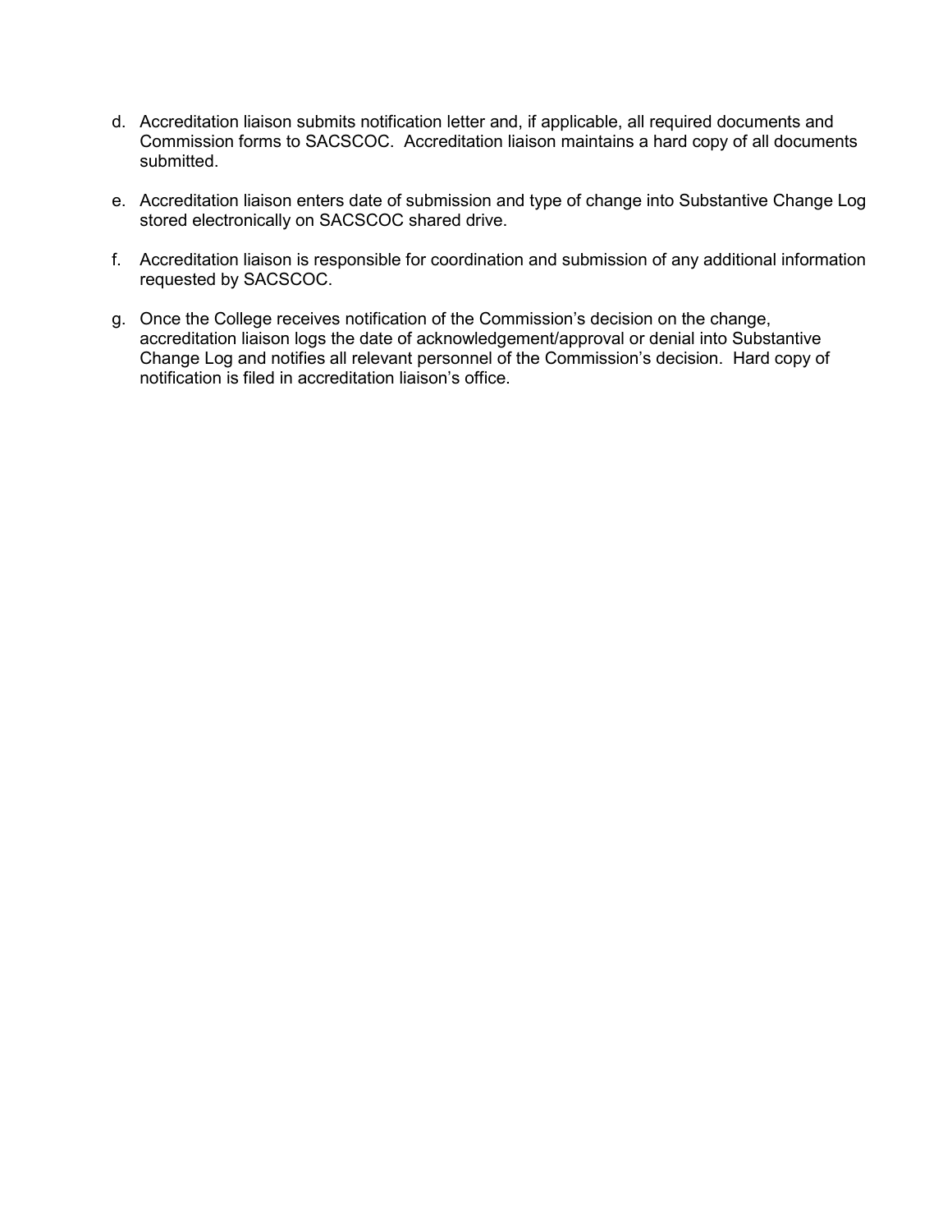d. Accreditation liaison submits notification letter and, if applicable, all required documents and Commission forms to SACSCOC. Accreditation liaison maintains a hard copy of all documents submitted.

e. Accreditation liaison enters date of submission and type of change into Substantive Change Log stored electronically on SACSCOC shared drive.

f. Accreditation liaison is responsible for coordination and submission of any additional information requested by SACSCOC.

g. Once the College receives notification of the Commission's decision on the change, accreditation liaison logs the date of acknowledgement/approval or denial into Substantive Change Log and notifies all relevant personnel of the Commission's decision. Hard copy of notification is filed in accreditation liaison's office.